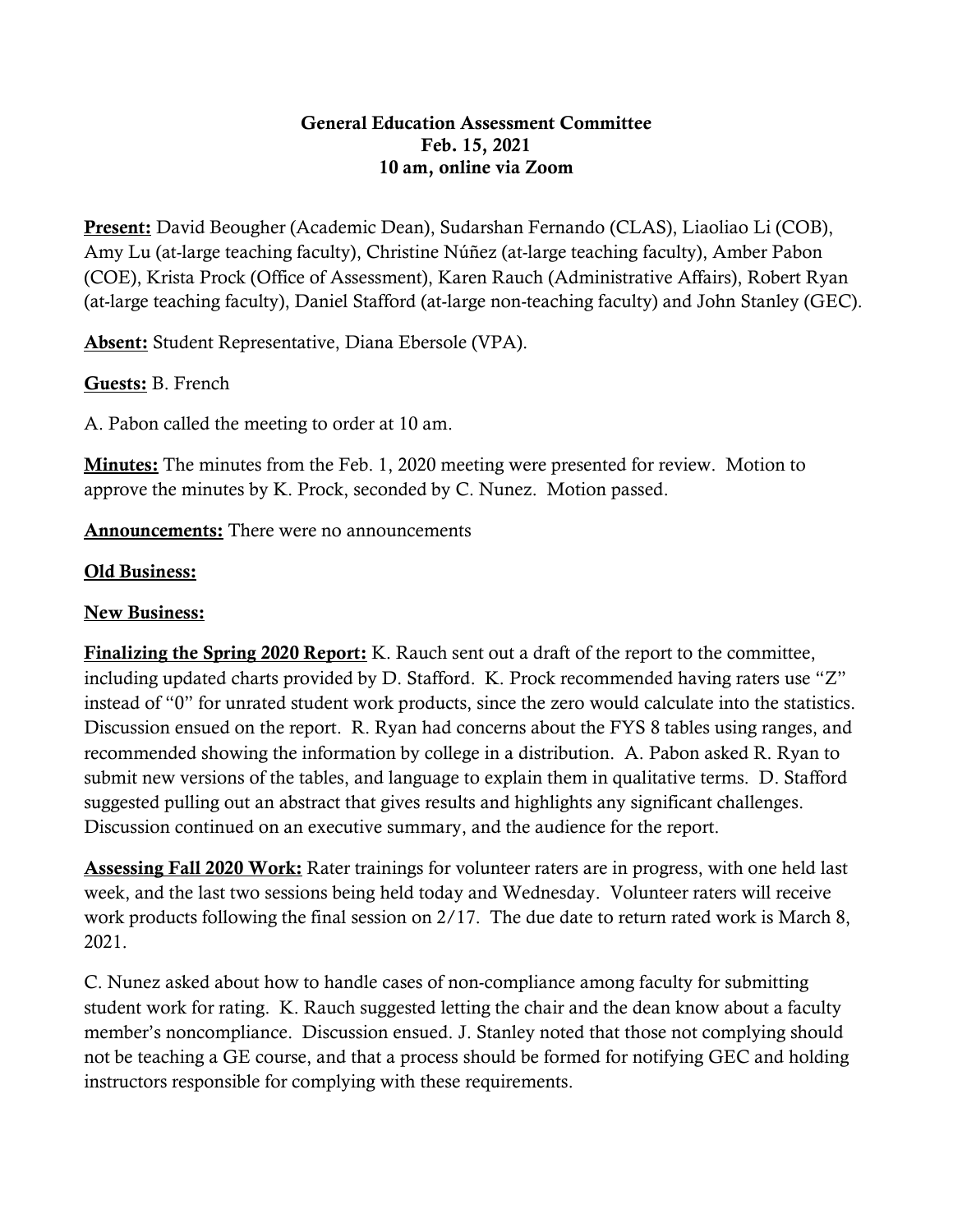**General Education Assessment Committee**
**Feb. 15, 2021**
**10 am, online via Zoom**

**Present:** David Beougher (Academic Dean), Sudarshan Fernando (CLAS), Liaoliao Li (COB), Amy Lu (at-large teaching faculty), Christine Núñez (at-large teaching faculty), Amber Pabon (COE), Krista Prock (Office of Assessment), Karen Rauch (Administrative Affairs), Robert Ryan (at-large teaching faculty), Daniel Stafford (at-large non-teaching faculty) and John Stanley (GEC).

**Absent:** Student Representative, Diana Ebersole (VPA).

**Guests:** B. French

A. Pabon called the meeting to order at 10 am.

**Minutes:** The minutes from the Feb. 1, 2020 meeting were presented for review. Motion to approve the minutes by K. Prock, seconded by C. Nunez. Motion passed.

**Announcements:** There were no announcements

**Old Business:**

**New Business:**

**Finalizing the Spring 2020 Report:** K. Rauch sent out a draft of the report to the committee, including updated charts provided by D. Stafford. K. Prock recommended having raters use "Z" instead of "0" for unrated student work products, since the zero would calculate into the statistics. Discussion ensued on the report. R. Ryan had concerns about the FYS 8 tables using ranges, and recommended showing the information by college in a distribution. A. Pabon asked R. Ryan to submit new versions of the tables, and language to explain them in qualitative terms. D. Stafford suggested pulling out an abstract that gives results and highlights any significant challenges. Discussion continued on an executive summary, and the audience for the report.

**Assessing Fall 2020 Work:** Rater trainings for volunteer raters are in progress, with one held last week, and the last two sessions being held today and Wednesday. Volunteer raters will receive work products following the final session on 2/17. The due date to return rated work is March 8, 2021.

C. Nunez asked about how to handle cases of non-compliance among faculty for submitting student work for rating. K. Rauch suggested letting the chair and the dean know about a faculty member's noncompliance. Discussion ensued. J. Stanley noted that those not complying should not be teaching a GE course, and that a process should be formed for notifying GEC and holding instructors responsible for complying with these requirements.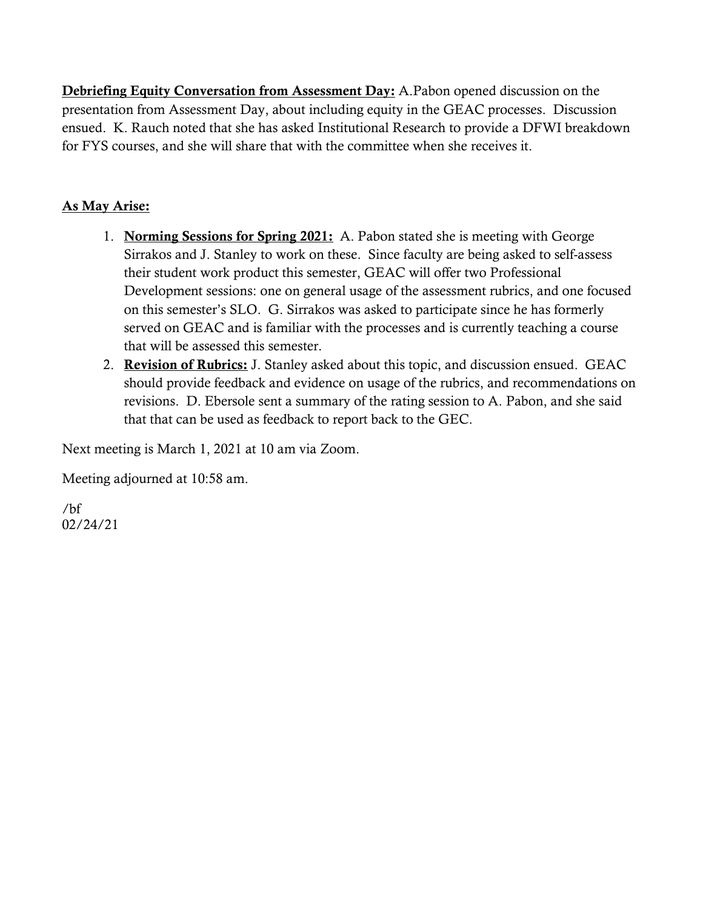**Debriefing Equity Conversation from Assessment Day:** A.Pabon opened discussion on the presentation from Assessment Day, about including equity in the GEAC processes. Discussion ensued. K. Rauch noted that she has asked Institutional Research to provide a DFWI breakdown for FYS courses, and she will share that with the committee when she receives it.

**As May Arise:**

1. **Norming Sessions for Spring 2021:** A. Pabon stated she is meeting with George Sirrakos and J. Stanley to work on these. Since faculty are being asked to self-assess their student work product this semester, GEAC will offer two Professional Development sessions: one on general usage of the assessment rubrics, and one focused on this semester's SLO. G. Sirrakos was asked to participate since he has formerly served on GEAC and is familiar with the processes and is currently teaching a course that will be assessed this semester.
2. **Revision of Rubrics:** J. Stanley asked about this topic, and discussion ensued. GEAC should provide feedback and evidence on usage of the rubrics, and recommendations on revisions. D. Ebersole sent a summary of the rating session to A. Pabon, and she said that that can be used as feedback to report back to the GEC.

Next meeting is March 1, 2021 at 10 am via Zoom.

Meeting adjourned at 10:58 am.

/bf
02/24/21